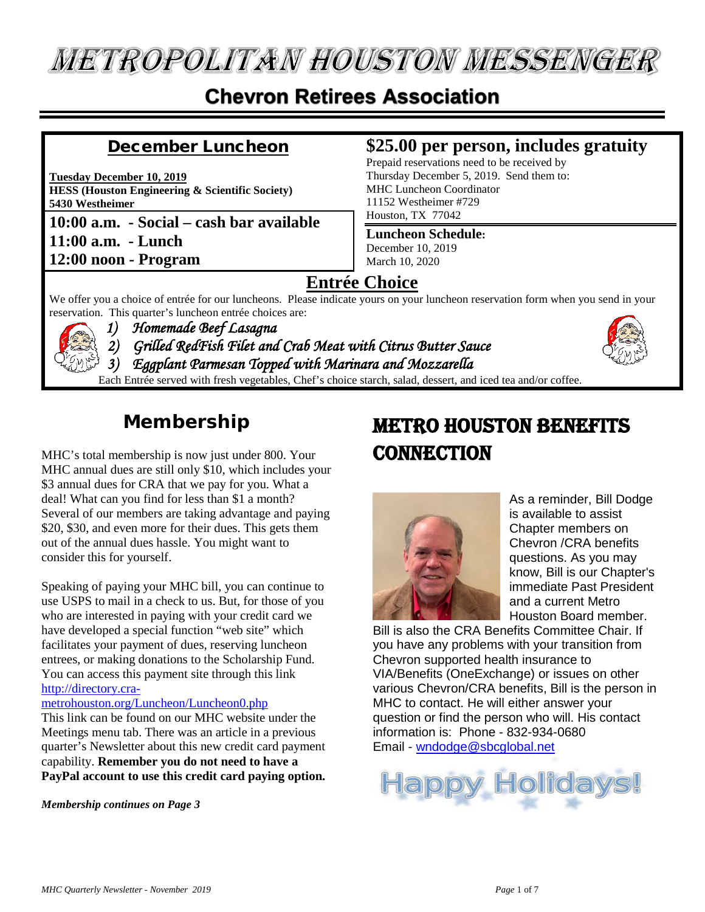# METROPOLITAN HOUSTON MESSENGER

## Chevron Retirees Association

### December Luncheon

**Tuesday December 10, 2019**
**HESS (Houston Engineering & Scientific Society)**
**5430 Westheimer**

**10:00 a.m. - Social – cash bar available**
**11:00 a.m. - Lunch**
**12:00 noon - Program**

### $25.00 per person, includes gratuity

Prepaid reservations need to be received by Thursday December 5, 2019. Send them to:
MHC Luncheon Coordinator
11152 Westheimer #729
Houston, TX 77042

**Luncheon Schedule:**
December 10, 2019
March 10, 2020

### Entrée Choice

We offer you a choice of entrée for our luncheons. Please indicate yours on your luncheon reservation form when you send in your reservation. This quarter's luncheon entrée choices are:

1) *Homemade Beef Lasagna*
2) *Grilled RedFish Filet and Crab Meat with Citrus Butter Sauce*
3) *Eggplant Parmesan Topped with Marinara and Mozzarella*

Each Entrée served with fresh vegetables, Chef's choice starch, salad, dessert, and iced tea and/or coffee.

## Membership

MHC's total membership is now just under 800. Your MHC annual dues are still only $10, which includes your $3 annual dues for CRA that we pay for you. What a deal! What can you find for less than $1 a month? Several of our members are taking advantage and paying $20, $30, and even more for their dues. This gets them out of the annual dues hassle. You might want to consider this for yourself.

Speaking of paying your MHC bill, you can continue to use USPS to mail in a check to us. But, for those of you who are interested in paying with your credit card we have developed a special function "web site" which facilitates your payment of dues, reserving luncheon entrees, or making donations to the Scholarship Fund. You can access this payment site through this link http://directory.cra-metrohouston.org/Luncheon/Luncheon0.php
This link can be found on our MHC website under the Meetings menu tab. There was an article in a previous quarter's Newsletter about this new credit card payment capability. **Remember you do not need to have a PayPal account to use this credit card paying option.**

***Membership continues on Page 3***

## METRO HOUSTON BENEFITS CONNECTION

As a reminder, Bill Dodge is available to assist Chapter members on Chevron /CRA benefits questions. As you may know, Bill is our Chapter's immediate Past President and a current Metro Houston Board member. Bill is also the CRA Benefits Committee Chair. If you have any problems with your transition from Chevron supported health insurance to VIA/Benefits (OneExchange) or issues on other various Chevron/CRA benefits, Bill is the person in MHC to contact. He will either answer your question or find the person who will. His contact information is: Phone - 832-934-0680
Email - wndodge@sbcglobal.net

Happy Holidays!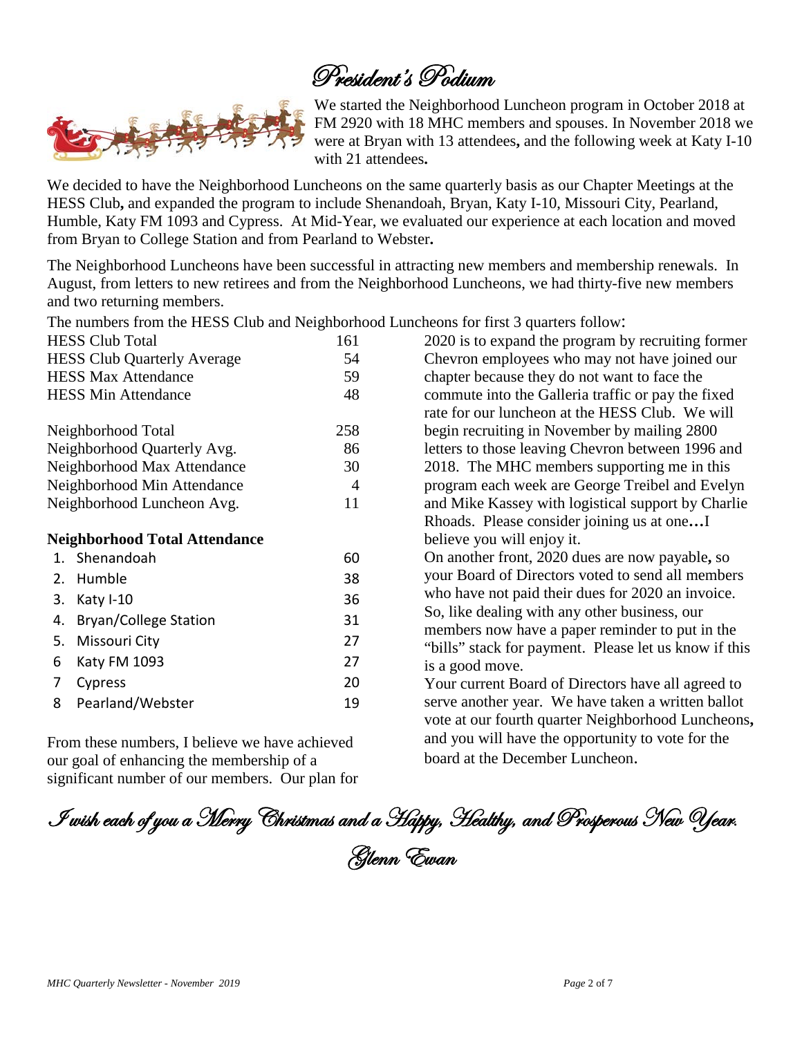# President's Podium

We started the Neighborhood Luncheon program in October 2018 at FM 2920 with 18 MHC members and spouses. In November 2018 we were at Bryan with 13 attendees**,** and the following week at Katy I-10 with 21 attendees**.**

We decided to have the Neighborhood Luncheons on the same quarterly basis as our Chapter Meetings at the HESS Club**,** and expanded the program to include Shenandoah, Bryan, Katy I-10, Missouri City, Pearland, Humble, Katy FM 1093 and Cypress. At Mid-Year, we evaluated our experience at each location and moved from Bryan to College Station and from Pearland to Webster**.**

The Neighborhood Luncheons have been successful in attracting new members and membership renewals. In August, from letters to new retirees and from the Neighborhood Luncheons, we had thirty-five new members and two returning members.

The numbers from the HESS Club and Neighborhood Luncheons for first 3 quarters follow:

| | |
|---|---|
| HESS Club Total | 161 |
| HESS Club Quarterly Average | 54 |
| HESS Max Attendance | 59 |
| HESS Min Attendance | 48 |
| | |
| Neighborhood Total | 258 |
| Neighborhood Quarterly Avg. | 86 |
| Neighborhood Max Attendance | 30 |
| Neighborhood Min Attendance | 4 |
| Neighborhood Luncheon Avg. | 11 |

**Neighborhood Total Attendance**

| | Location | Attendance |
|---|---|---|
| 1. | Shenandoah | 60 |
| 2. | Humble | 38 |
| 3. | Katy I-10 | 36 |
| 4. | Bryan/College Station | 31 |
| 5. | Missouri City | 27 |
| 6 | Katy FM 1093 | 27 |
| 7 | Cypress | 20 |
| 8 | Pearland/Webster | 19 |

From these numbers, I believe we have achieved our goal of enhancing the membership of a significant number of our members. Our plan for 2020 is to expand the program by recruiting former Chevron employees who may not have joined our chapter because they do not want to face the commute into the Galleria traffic or pay the fixed rate for our luncheon at the HESS Club. We will begin recruiting in November by mailing 2800 letters to those leaving Chevron between 1996 and 2018. The MHC members supporting me in this program each week are George Treibel and Evelyn and Mike Kassey with logistical support by Charlie Rhoads. Please consider joining us at one**…**I believe you will enjoy it.

On another front, 2020 dues are now payable**,** so your Board of Directors voted to send all members who have not paid their dues for 2020 an invoice. So, like dealing with any other business, our members now have a paper reminder to put in the "bills" stack for payment. Please let us know if this is a good move.

Your current Board of Directors have all agreed to serve another year. We have taken a written ballot vote at our fourth quarter Neighborhood Luncheons**,** and you will have the opportunity to vote for the board at the December Luncheon.

*I wish each of you a Merry Christmas and a Happy, Healthy, and Prosperous New Year.*

*Glenn Ewan*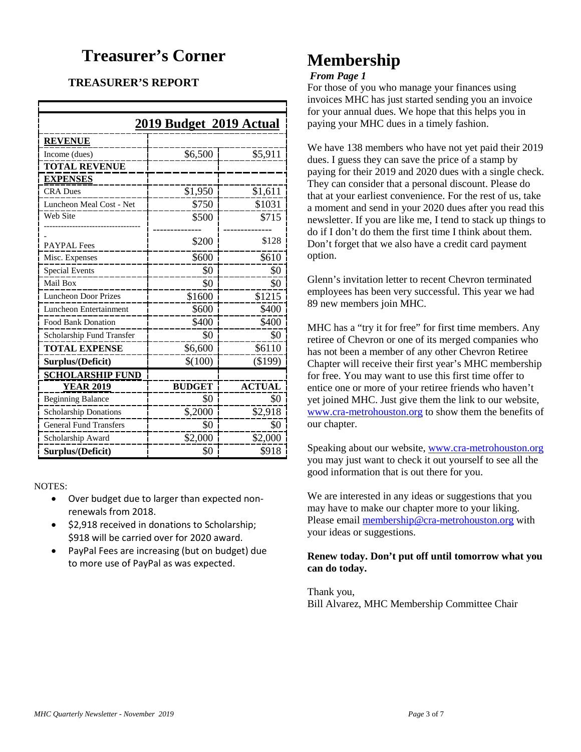# Treasurer's Corner

## TREASURER'S REPORT

| | 2019 Budget | 2019 Actual |
|---|---|---|
| **REVENUE** | | |
| Income (dues) | $6,500 | $5,911 |
| **TOTAL REVENUE** | | |
| **EXPENSES** | | |
| CRA Dues | $1,950 | $1,611 |
| Luncheon Meal Cost - Net | $750 | $1031 |
| Web Site | $500 | $715 |
| PAYPAL Fees | $200 | $128 |
| Misc. Expenses | $600 | $610 |
| Special Events | $0 | $0 |
| Mail Box | $0 | $0 |
| Luncheon Door Prizes | $1600 | $1215 |
| Luncheon Entertainment | $600 | $400 |
| Food Bank Donation | $400 | $400 |
| Scholarship Fund Transfer | $0 | $0 |
| **TOTAL EXPENSE** | $6,600 | $6110 |
| **Surplus/(Deficit)** | $(100) | ($199) |
| **SCHOLARSHIP FUND** | | |
| **YEAR 2019** | **BUDGET** | **ACTUAL** |
| Beginning Balance | $0 | $0 |
| Scholarship Donations | $,2000 | $2,918 |
| General Fund Transfers | $0 | $0 |
| Scholarship Award | $2,000 | $2,000 |
| **Surplus/(Deficit)** | $0 | $918 |

NOTES:

- Over budget due to larger than expected non-renewals from 2018.
- $2,918 received in donations to Scholarship; $918 will be carried over for 2020 award.
- PayPal Fees are increasing (but on budget) due to more use of PayPal as was expected.

# Membership

***From Page 1***

For those of you who manage your finances using invoices MHC has just started sending you an invoice for your annual dues. We hope that this helps you in paying your MHC dues in a timely fashion.

We have 138 members who have not yet paid their 2019 dues. I guess they can save the price of a stamp by paying for their 2019 and 2020 dues with a single check. They can consider that a personal discount. Please do that at your earliest convenience. For the rest of us, take a moment and send in your 2020 dues after you read this newsletter. If you are like me, I tend to stack up things to do if I don't do them the first time I think about them. Don't forget that we also have a credit card payment option.

Glenn's invitation letter to recent Chevron terminated employees has been very successful. This year we had 89 new members join MHC.

MHC has a "try it for free" for first time members. Any retiree of Chevron or one of its merged companies who has not been a member of any other Chevron Retiree Chapter will receive their first year's MHC membership for free. You may want to use this first time offer to entice one or more of your retiree friends who haven't yet joined MHC. Just give them the link to our website, www.cra-metrohouston.org to show them the benefits of our chapter.

Speaking about our website, www.cra-metrohouston.org you may just want to check it out yourself to see all the good information that is out there for you.

We are interested in any ideas or suggestions that you may have to make our chapter more to your liking. Please email membership@cra-metrohouston.org with your ideas or suggestions.

**Renew today. Don't put off until tomorrow what you can do today.**

Thank you,
Bill Alvarez, MHC Membership Committee Chair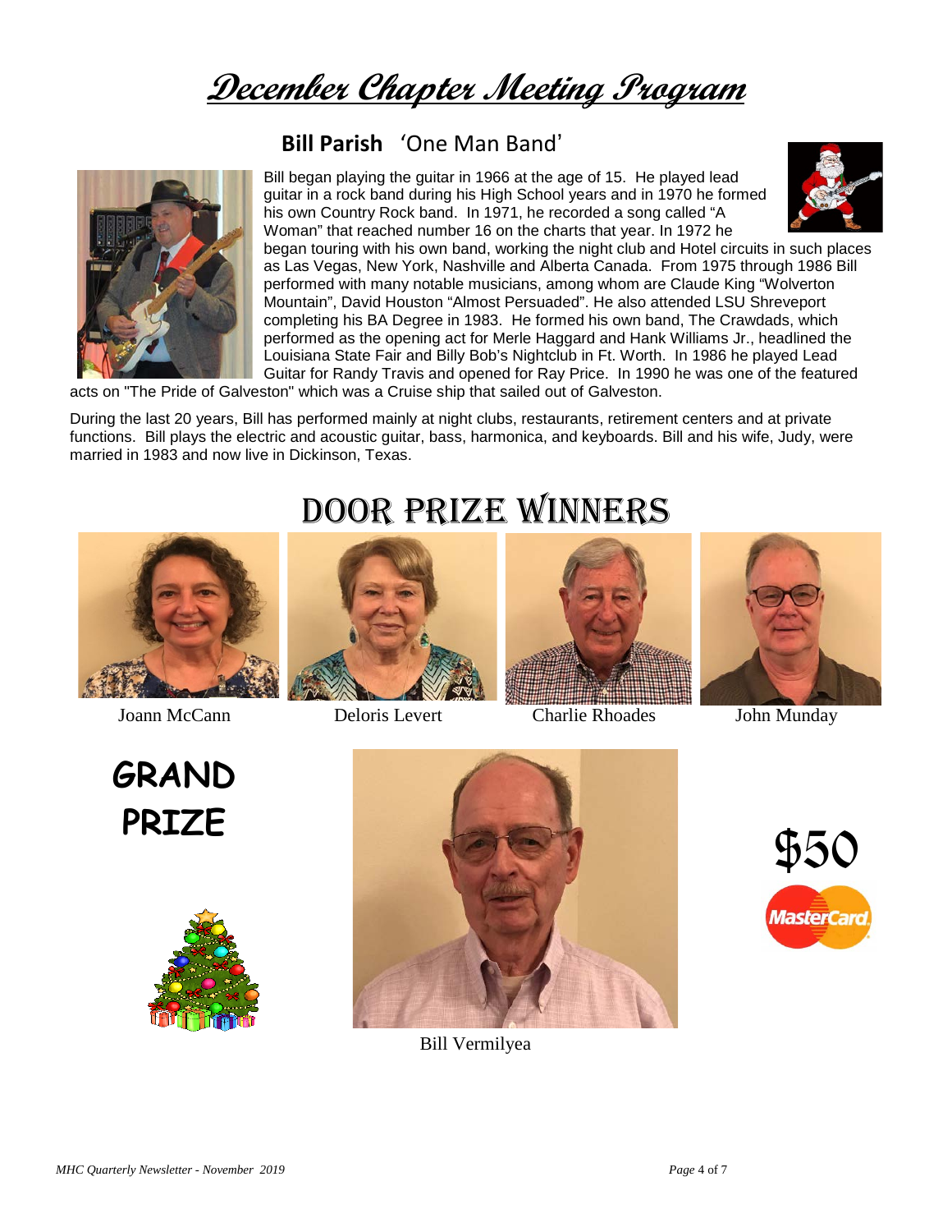# December Chapter Meeting Program

## Bill Parish 'One Man Band'

Bill began playing the guitar in 1966 at the age of 15. He played lead guitar in a rock band during his High School years and in 1970 he formed his own Country Rock band. In 1971, he recorded a song called "A Woman" that reached number 16 on the charts that year. In 1972 he began touring with his own band, working the night club and Hotel circuits in such places as Las Vegas, New York, Nashville and Alberta Canada. From 1975 through 1986 Bill performed with many notable musicians, among whom are Claude King "Wolverton Mountain", David Houston "Almost Persuaded". He also attended LSU Shreveport completing his BA Degree in 1983. He formed his own band, The Crawdads, which performed as the opening act for Merle Haggard and Hank Williams Jr., headlined the Louisiana State Fair and Billy Bob's Nightclub in Ft. Worth. In 1986 he played Lead Guitar for Randy Travis and opened for Ray Price. In 1990 he was one of the featured acts on "The Pride of Galveston" which was a Cruise ship that sailed out of Galveston.

During the last 20 years, Bill has performed mainly at night clubs, restaurants, retirement centers and at private functions. Bill plays the electric and acoustic guitar, bass, harmonica, and keyboards. Bill and his wife, Judy, were married in 1983 and now live in Dickinson, Texas.

# Door Prize Winners

Joann McCann

Deloris Levert

Charlie Rhoades

John Munday

## GRAND PRIZE

Bill Vermilyea

$50 MasterCard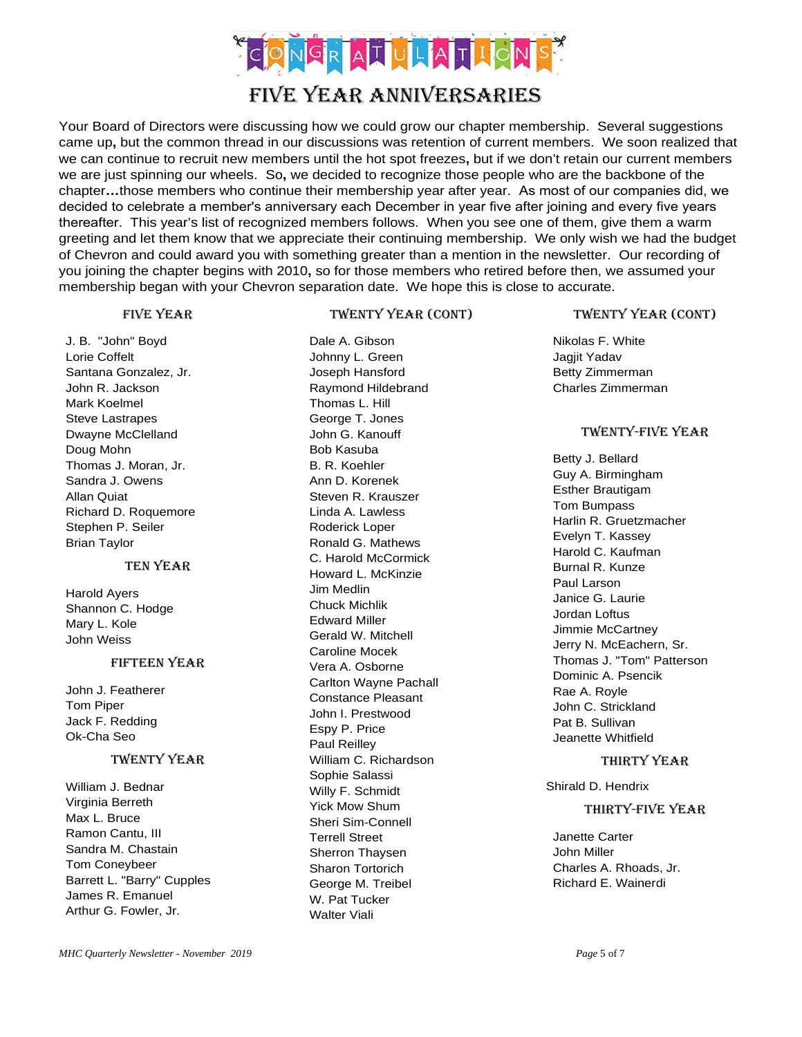CONGRATULATIONS

# FIVE YEAR ANNIVERSARIES

Your Board of Directors were discussing how we could grow our chapter membership. Several suggestions came up, but the common thread in our discussions was retention of current members. We soon realized that we can continue to recruit new members until the hot spot freezes, but if we don't retain our current members we are just spinning our wheels. So, we decided to recognize those people who are the backbone of the chapter…those members who continue their membership year after year. As most of our companies did, we decided to celebrate a member's anniversary each December in year five after joining and every five years thereafter. This year's list of recognized members follows. When you see one of them, give them a warm greeting and let them know that we appreciate their continuing membership. We only wish we had the budget of Chevron and could award you with something greater than a mention in the newsletter. Our recording of you joining the chapter begins with 2010, so for those members who retired before then, we assumed your membership began with your Chevron separation date. We hope this is close to accurate.

### FIVE YEAR

J. B. "John" Boyd
Lorie Coffelt
Santana Gonzalez, Jr.
John R. Jackson
Mark Koelmel
Steve Lastrapes
Dwayne McClelland
Doug Mohn
Thomas J. Moran, Jr.
Sandra J. Owens
Allan Quiat
Richard D. Roquemore
Stephen P. Seiler
Brian Taylor

### TEN YEAR

Harold Ayers
Shannon C. Hodge
Mary L. Kole
John Weiss

### FIFTEEN YEAR

John J. Featherer
Tom Piper
Jack F. Redding
Ok-Cha Seo

### TWENTY YEAR

William J. Bednar
Virginia Berreth
Max L. Bruce
Ramon Cantu, III
Sandra M. Chastain
Tom Coneybeer
Barrett L. "Barry" Cupples
James R. Emanuel
Arthur G. Fowler, Jr.

### TWENTY YEAR (CONT)

Dale A. Gibson
Johnny L. Green
Joseph Hansford
Raymond Hildebrand
Thomas L. Hill
George T. Jones
John G. Kanouff
Bob Kasuba
B. R. Koehler
Ann D. Korenek
Steven R. Krauszer
Linda A. Lawless
Roderick Loper
Ronald G. Mathews
C. Harold McCormick
Howard L. McKinzie
Jim Medlin
Chuck Michlik
Edward Miller
Gerald W. Mitchell
Caroline Mocek
Vera A. Osborne
Carlton Wayne Pachall
Constance Pleasant
John I. Prestwood
Espy P. Price
Paul Reilley
William C. Richardson
Sophie Salassi
Willy F. Schmidt
Yick Mow Shum
Sheri Sim-Connell
Terrell Street
Sherron Thaysen
Sharon Tortorich
George M. Treibel
W. Pat Tucker
Walter Viali

### TWENTY YEAR (CONT)

Nikolas F. White
Jagjit Yadav
Betty Zimmerman
Charles Zimmerman

### TWENTY-FIVE YEAR

Betty J. Bellard
Guy A. Birmingham
Esther Brautigam
Tom Bumpass
Harlin R. Gruetzmacher
Evelyn T. Kassey
Harold C. Kaufman
Burnal R. Kunze
Paul Larson
Janice G. Laurie
Jordan Loftus
Jimmie McCartney
Jerry N. McEachern, Sr.
Thomas J. "Tom" Patterson
Dominic A. Psencik
Rae A. Royle
John C. Strickland
Pat B. Sullivan
Jeanette Whitfield

### THIRTY YEAR

Shirald D. Hendrix

### THIRTY-FIVE YEAR

Janette Carter
John Miller
Charles A. Rhoads, Jr.
Richard E. Wainerdi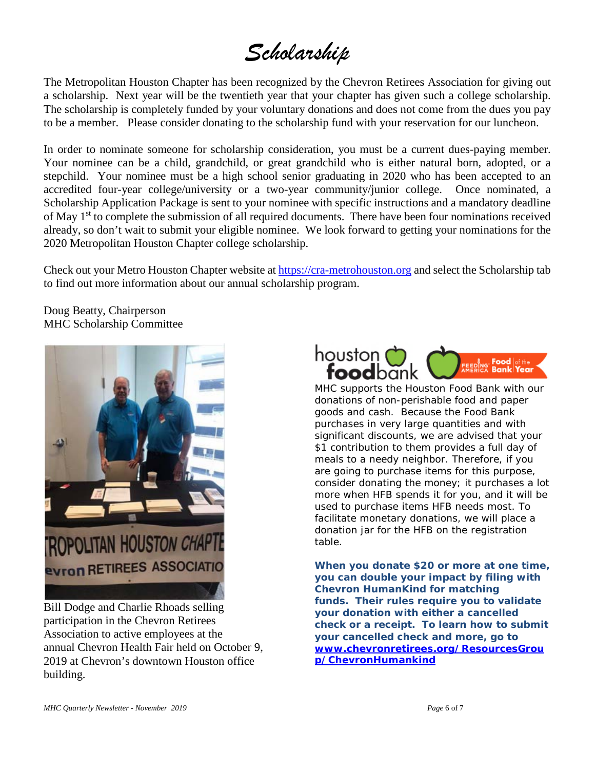# Scholarship

The Metropolitan Houston Chapter has been recognized by the Chevron Retirees Association for giving out a scholarship. Next year will be the twentieth year that your chapter has given such a college scholarship. The scholarship is completely funded by your voluntary donations and does not come from the dues you pay to be a member. Please consider donating to the scholarship fund with your reservation for our luncheon.

In order to nominate someone for scholarship consideration, you must be a current dues-paying member. Your nominee can be a child, grandchild, or great grandchild who is either natural born, adopted, or a stepchild. Your nominee must be a high school senior graduating in 2020 who has been accepted to an accredited four-year college/university or a two-year community/junior college. Once nominated, a Scholarship Application Package is sent to your nominee with specific instructions and a mandatory deadline of May 1st to complete the submission of all required documents. There have been four nominations received already, so don't wait to submit your eligible nominee. We look forward to getting your nominations for the 2020 Metropolitan Houston Chapter college scholarship.

Check out your Metro Houston Chapter website at [https://cra-metrohouston.org](https://cra-metrohouston.org) and select the Scholarship tab to find out more information about our annual scholarship program.

Doug Beatty, Chairperson
MHC Scholarship Committee

Bill Dodge and Charlie Rhoads selling participation in the Chevron Retirees Association to active employees at the annual Chevron Health Fair held on October 9, 2019 at Chevron's downtown Houston office building.

houston foodbank — Feeding America Food Bank of the Year

MHC supports the Houston Food Bank with our donations of non-perishable food and paper goods and cash. Because the Food Bank purchases in very large quantities and with significant discounts, we are advised that your $1 contribution to them provides a full day of meals to a needy neighbor. Therefore, if you are going to purchase items for this purpose, consider donating the money; it purchases a lot more when HFB spends it for you, and it will be used to purchase items HFB needs most. To facilitate monetary donations, we will place a donation jar for the HFB on the registration table.

**When you donate $20 or more at one time, you can double your impact by filing with Chevron HumanKind for matching funds. Their rules require you to validate your donation with either a cancelled check or a receipt. To learn how to submit your cancelled check and more, go to [www.chevronretirees.org/ResourcesGroup/ChevronHumankind](www.chevronretirees.org/ResourcesGroup/ChevronHumankind)**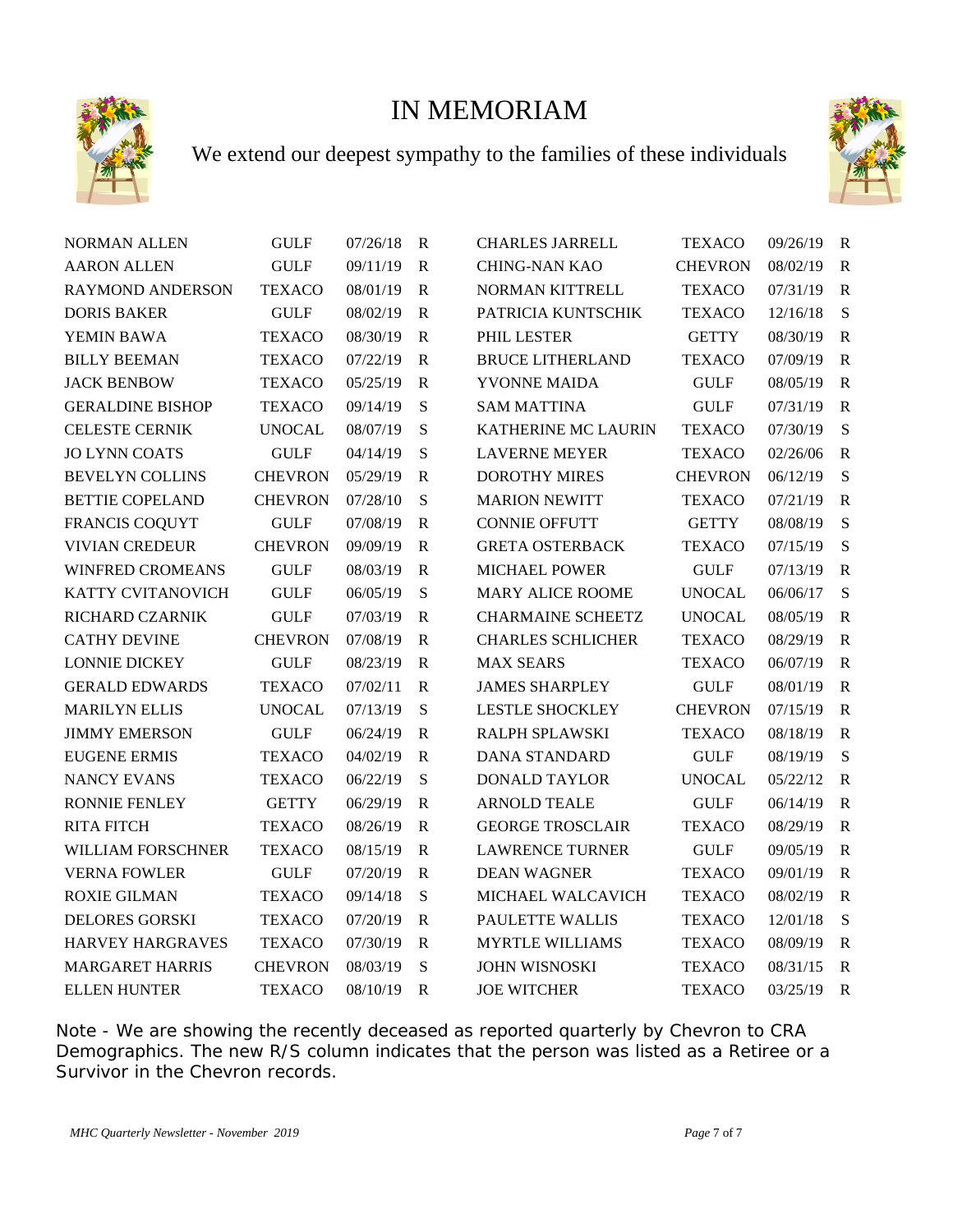# IN MEMORIAM

We extend our deepest sympathy to the families of these individuals

| | | | | | | | |
|---|---|---|---|---|---|---|---|
| NORMAN ALLEN | GULF | 07/26/18 | R | CHARLES JARRELL | TEXACO | 09/26/19 | R |
| AARON ALLEN | GULF | 09/11/19 | R | CHING-NAN KAO | CHEVRON | 08/02/19 | R |
| RAYMOND ANDERSON | TEXACO | 08/01/19 | R | NORMAN KITTRELL | TEXACO | 07/31/19 | R |
| DORIS BAKER | GULF | 08/02/19 | R | PATRICIA KUNTSCHIK | TEXACO | 12/16/18 | S |
| YEMIN BAWA | TEXACO | 08/30/19 | R | PHIL LESTER | GETTY | 08/30/19 | R |
| BILLY BEEMAN | TEXACO | 07/22/19 | R | BRUCE LITHERLAND | TEXACO | 07/09/19 | R |
| JACK BENBOW | TEXACO | 05/25/19 | R | YVONNE MAIDA | GULF | 08/05/19 | R |
| GERALDINE BISHOP | TEXACO | 09/14/19 | S | SAM MATTINA | GULF | 07/31/19 | R |
| CELESTE CERNIK | UNOCAL | 08/07/19 | S | KATHERINE MC LAURIN | TEXACO | 07/30/19 | S |
| JO LYNN COATS | GULF | 04/14/19 | S | LAVERNE MEYER | TEXACO | 02/26/06 | R |
| BEVELYN COLLINS | CHEVRON | 05/29/19 | R | DOROTHY MIRES | CHEVRON | 06/12/19 | S |
| BETTIE COPELAND | CHEVRON | 07/28/10 | S | MARION NEWITT | TEXACO | 07/21/19 | R |
| FRANCIS COQUYT | GULF | 07/08/19 | R | CONNIE OFFUTT | GETTY | 08/08/19 | S |
| VIVIAN CREDEUR | CHEVRON | 09/09/19 | R | GRETA OSTERBACK | TEXACO | 07/15/19 | S |
| WINFRED CROMEANS | GULF | 08/03/19 | R | MICHAEL POWER | GULF | 07/13/19 | R |
| KATTY CVITANOVICH | GULF | 06/05/19 | S | MARY ALICE ROOME | UNOCAL | 06/06/17 | S |
| RICHARD CZARNIK | GULF | 07/03/19 | R | CHARMAINE SCHEETZ | UNOCAL | 08/05/19 | R |
| CATHY DEVINE | CHEVRON | 07/08/19 | R | CHARLES SCHLICHER | TEXACO | 08/29/19 | R |
| LONNIE DICKEY | GULF | 08/23/19 | R | MAX SEARS | TEXACO | 06/07/19 | R |
| GERALD EDWARDS | TEXACO | 07/02/11 | R | JAMES SHARPLEY | GULF | 08/01/19 | R |
| MARILYN ELLIS | UNOCAL | 07/13/19 | S | LESTLE SHOCKLEY | CHEVRON | 07/15/19 | R |
| JIMMY EMERSON | GULF | 06/24/19 | R | RALPH SPLAWSKI | TEXACO | 08/18/19 | R |
| EUGENE ERMIS | TEXACO | 04/02/19 | R | DANA STANDARD | GULF | 08/19/19 | S |
| NANCY EVANS | TEXACO | 06/22/19 | S | DONALD TAYLOR | UNOCAL | 05/22/12 | R |
| RONNIE FENLEY | GETTY | 06/29/19 | R | ARNOLD TEALE | GULF | 06/14/19 | R |
| RITA FITCH | TEXACO | 08/26/19 | R | GEORGE TROSCLAIR | TEXACO | 08/29/19 | R |
| WILLIAM FORSCHNER | TEXACO | 08/15/19 | R | LAWRENCE TURNER | GULF | 09/05/19 | R |
| VERNA FOWLER | GULF | 07/20/19 | R | DEAN WAGNER | TEXACO | 09/01/19 | R |
| ROXIE GILMAN | TEXACO | 09/14/18 | S | MICHAEL WALCAVICH | TEXACO | 08/02/19 | R |
| DELORES GORSKI | TEXACO | 07/20/19 | R | PAULETTE WALLIS | TEXACO | 12/01/18 | S |
| HARVEY HARGRAVES | TEXACO | 07/30/19 | R | MYRTLE WILLIAMS | TEXACO | 08/09/19 | R |
| MARGARET HARRIS | CHEVRON | 08/03/19 | S | JOHN WISNOSKI | TEXACO | 08/31/15 | R |
| ELLEN HUNTER | TEXACO | 08/10/19 | R | JOE WITCHER | TEXACO | 03/25/19 | R |

Note - We are showing the recently deceased as reported quarterly by Chevron to CRA Demographics. The new R/S column indicates that the person was listed as a Retiree or a Survivor in the Chevron records.